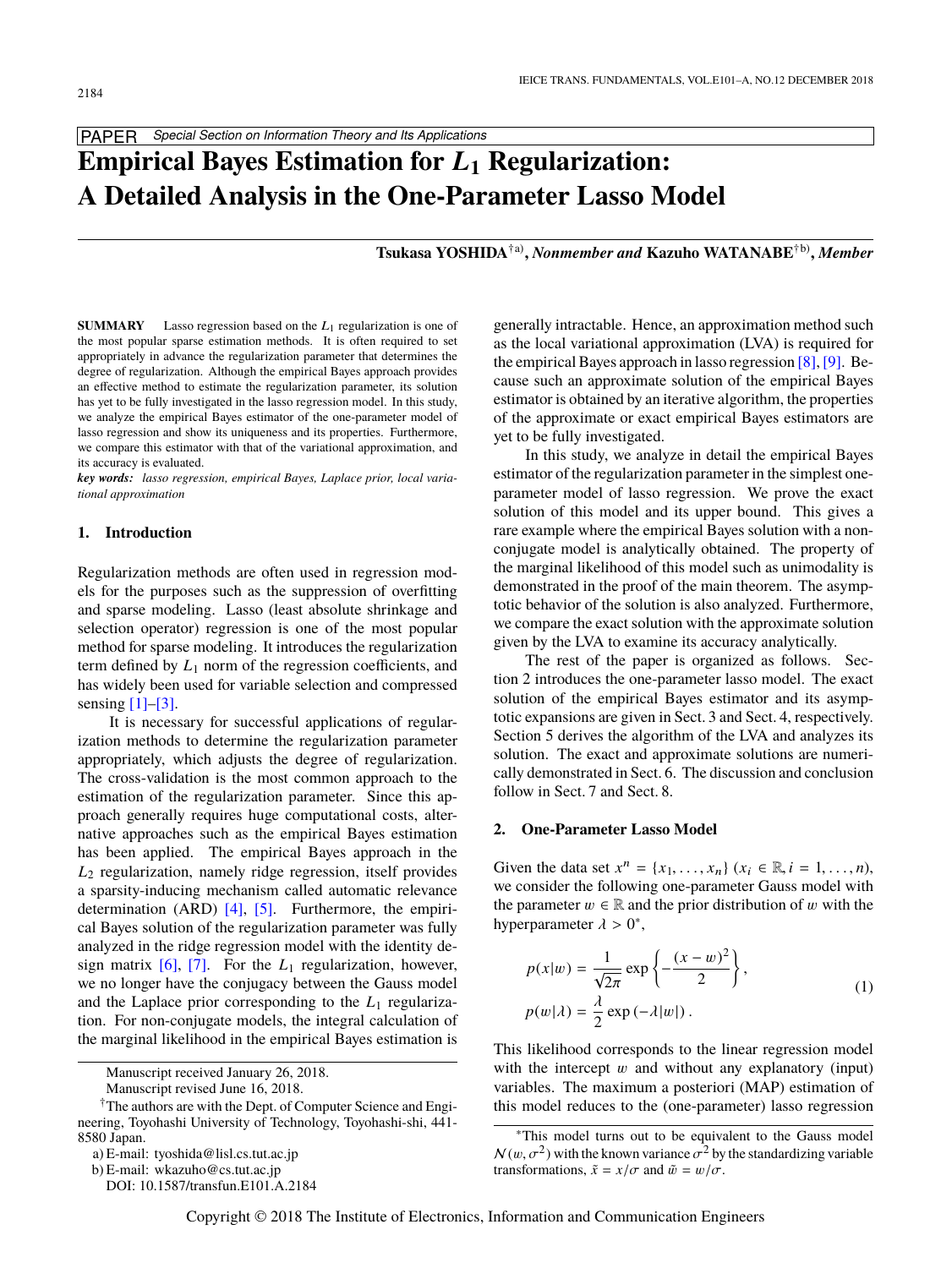PAPER *Special Section on Information Theory and Its Applications*

# Empirical Bayes Estimation for $L_1$ Regularization: A Detailed Analysis in the One-Parameter Lasso Model

**Tsukasa YOSHIDA**[†a)], ***Nonmember and*** **Kazuho WATANABE**[†b)], ***Member***

**SUMMARY** Lasso regression based on the $L_1$ regularization is one of the most popular sparse estimation methods. It is often required to set appropriately in advance the regularization parameter that determines the degree of regularization. Although the empirical Bayes approach provides an effective method to estimate the regularization parameter, its solution has yet to be fully investigated in the lasso regression model. In this study, we analyze the empirical Bayes estimator of the one-parameter model of lasso regression and show its uniqueness and its properties. Furthermore, we compare this estimator with that of the variational approximation, and its accuracy is evaluated.

***key words:*** *lasso regression, empirical Bayes, Laplace prior, local variational approximation*

## 1. Introduction

Regularization methods are often used in regression models for the purposes such as the suppression of overfitting and sparse modeling. Lasso (least absolute shrinkage and selection operator) regression is one of the most popular method for sparse modeling. It introduces the regularization term defined by $L_1$ norm of the regression coefficients, and has widely been used for variable selection and compressed sensing [1]–[3].

It is necessary for successful applications of regularization methods to determine the regularization parameter appropriately, which adjusts the degree of regularization. The cross-validation is the most common approach to the estimation of the regularization parameter. Since this approach generally requires huge computational costs, alternative approaches such as the empirical Bayes estimation has been applied. The empirical Bayes approach in the $L_2$ regularization, namely ridge regression, itself provides a sparsity-inducing mechanism called automatic relevance determination (ARD) [4], [5]. Furthermore, the empirical Bayes solution of the regularization parameter was fully analyzed in the ridge regression model with the identity design matrix [6], [7]. For the $L_1$ regularization, however, we no longer have the conjugacy between the Gauss model and the Laplace prior corresponding to the $L_1$ regularization. For non-conjugate models, the integral calculation of the marginal likelihood in the empirical Bayes estimation is generally intractable. Hence, an approximation method such as the local variational approximation (LVA) is required for the empirical Bayes approach in lasso regression [8], [9]. Because such an approximate solution of the empirical Bayes estimator is obtained by an iterative algorithm, the properties of the approximate or exact empirical Bayes estimators are yet to be fully investigated.

In this study, we analyze in detail the empirical Bayes estimator of the regularization parameter in the simplest one-parameter model of lasso regression. We prove the exact solution of this model and its upper bound. This gives a rare example where the empirical Bayes solution with a non-conjugate model is analytically obtained. The property of the marginal likelihood of this model such as unimodality is demonstrated in the proof of the main theorem. The asymptotic behavior of the solution is also analyzed. Furthermore, we compare the exact solution with the approximate solution given by the LVA to examine its accuracy analytically.

The rest of the paper is organized as follows. Section 2 introduces the one-parameter lasso model. The exact solution of the empirical Bayes estimator and its asymptotic expansions are given in Sect. 3 and Sect. 4, respectively. Section 5 derives the algorithm of the LVA and analyzes its solution. The exact and approximate solutions are numerically demonstrated in Sect. 6. The discussion and conclusion follow in Sect. 7 and Sect. 8.

## 2. One-Parameter Lasso Model

Given the data set $x^n = \{x_1, \ldots, x_n\}$ ($x_i \in \mathbb{R}, i = 1, \ldots, n$), we consider the following one-parameter Gauss model with the parameter $w \in \mathbb{R}$ and the prior distribution of $w$ with the hyperparameter $\lambda > 0$*,

$$
\begin{aligned}
p(x|w) &= \frac{1}{\sqrt{2\pi}} \exp\left\{-\frac{(x-w)^2}{2}\right\}, \\
p(w|\lambda) &= \frac{\lambda}{2} \exp\left(-\lambda |w|\right).
\end{aligned}
\tag{1}
$$

This likelihood corresponds to the linear regression model with the intercept $w$ and without any explanatory (input) variables. The maximum a posteriori (MAP) estimation of this model reduces to the (one-parameter) lasso regression

---

Manuscript received January 26, 2018.

Manuscript revised June 16, 2018.

[†]The authors are with the Dept. of Computer Science and Engineering, Toyohashi University of Technology, Toyohashi-shi, 441-8580 Japan.

a) E-mail: tyoshida@lisl.cs.tut.ac.jp

b) E-mail: wkazuho@cs.tut.ac.jp

DOI: 10.1587/transfun.E101.A.2184

*This model turns out to be equivalent to the Gauss model $\mathcal{N}(w, \sigma^2)$ with the known variance $\sigma^2$ by the standardizing variable transformations, $\tilde{x} = x/\sigma$ and $\tilde{w} = w/\sigma$.

Copyright © 2018 The Institute of Electronics, Information and Communication Engineers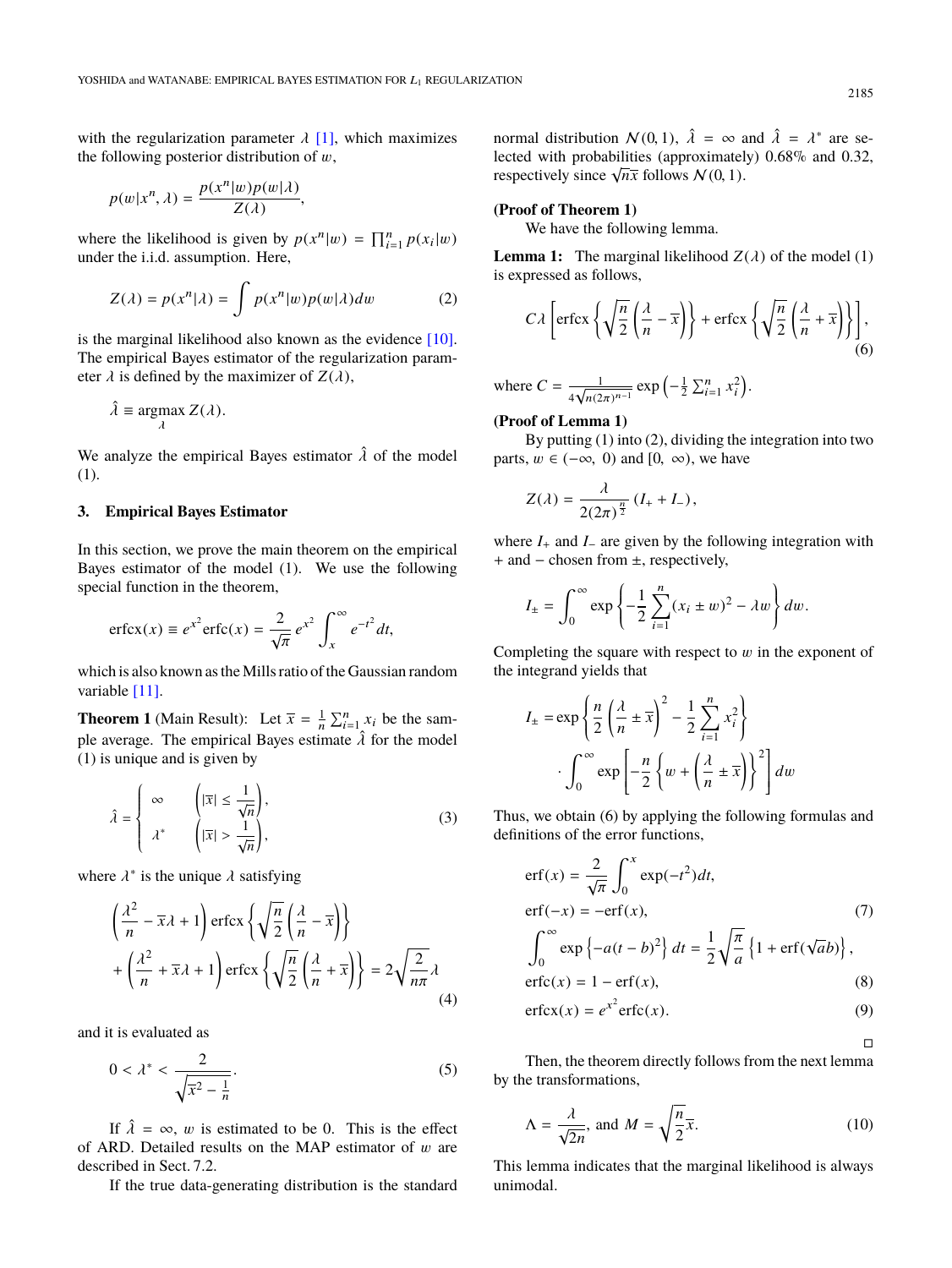with the regularization parameter $\lambda$ [1], which maximizes the following posterior distribution of $w$,

$$p(w|x^n, \lambda) = \frac{p(x^n|w)p(w|\lambda)}{Z(\lambda)},$$

where the likelihood is given by $p(x^n|w) = \prod_{i=1}^n p(x_i|w)$ under the i.i.d. assumption. Here,

$$Z(\lambda) = p(x^n|\lambda) = \int p(x^n|w)p(w|\lambda)dw \tag{2}$$

is the marginal likelihood also known as the evidence [10]. The empirical Bayes estimator of the regularization parameter $\lambda$ is defined by the maximizer of $Z(\lambda)$,

$$\hat{\lambda} \equiv \underset{\lambda}{\operatorname{argmax}}\, Z(\lambda).$$

We analyze the empirical Bayes estimator $\hat{\lambda}$ of the model (1).

## 3. Empirical Bayes Estimator

In this section, we prove the main theorem on the empirical Bayes estimator of the model (1). We use the following special function in the theorem,

$$\mathrm{erfcx}(x) \equiv e^{x^2}\mathrm{erfc}(x) = \frac{2}{\sqrt{\pi}} e^{x^2} \int_x^\infty e^{-t^2} dt,$$

which is also known as the Mills ratio of the Gaussian random variable [11].

**Theorem 1** (Main Result): Let $\overline{x} = \frac{1}{n}\sum_{i=1}^n x_i$ be the sample average. The empirical Bayes estimate $\hat{\lambda}$ for the model (1) is unique and is given by

$$\hat{\lambda} = \begin{cases} \infty & \left(|\overline{x}| \leq \frac{1}{\sqrt{n}}\right), \\ \lambda^* & \left(|\overline{x}| > \frac{1}{\sqrt{n}}\right), \end{cases} \tag{3}$$

where $\lambda^*$ is the unique $\lambda$ satisfying

$$\left(\frac{\lambda^2}{n} - \overline{x}\lambda + 1\right) \mathrm{erfcx}\left\{\sqrt{\frac{n}{2}}\left(\frac{\lambda}{n} - \overline{x}\right)\right\} + \left(\frac{\lambda^2}{n} + \overline{x}\lambda + 1\right) \mathrm{erfcx}\left\{\sqrt{\frac{n}{2}}\left(\frac{\lambda}{n} + \overline{x}\right)\right\} = 2\sqrt{\frac{2}{n\pi}}\lambda \tag{4}$$

and it is evaluated as

$$0 < \lambda^* < \frac{2}{\sqrt{\overline{x}^2 - \frac{1}{n}}}. \tag{5}$$

If $\hat{\lambda} = \infty$, $w$ is estimated to be 0. This is the effect of ARD. Detailed results on the MAP estimator of $w$ are described in Sect. 7.2.

If the true data-generating distribution is the standard normal distribution $\mathcal{N}(0, 1)$, $\hat{\lambda} = \infty$ and $\hat{\lambda} = \lambda^*$ are selected with probabilities (approximately) 0.68% and 0.32, respectively since $\sqrt{n}\overline{x}$ follows $\mathcal{N}(0, 1)$.

**(Proof of Theorem 1)**

We have the following lemma.

**Lemma 1:** The marginal likelihood $Z(\lambda)$ of the model (1) is expressed as follows,

$$C\lambda\left[\mathrm{erfcx}\left\{\sqrt{\frac{n}{2}}\left(\frac{\lambda}{n} - \overline{x}\right)\right\} + \mathrm{erfcx}\left\{\sqrt{\frac{n}{2}}\left(\frac{\lambda}{n} + \overline{x}\right)\right\}\right], \tag{6}$$

where $C = \frac{1}{4\sqrt{n(2\pi)^{n-1}}} \exp\left(-\frac{1}{2}\sum_{i=1}^n x_i^2\right)$.

**(Proof of Lemma 1)**

By putting (1) into (2), dividing the integration into two parts, $w \in (-\infty, 0)$ and $[0, \infty)$, we have

$$Z(\lambda) = \frac{\lambda}{2(2\pi)^{\frac{n}{2}}}(I_+ + I_-),$$

where $I_+$ and $I_-$ are given by the following integration with $+$ and $-$ chosen from $\pm$, respectively,

$$I_\pm = \int_0^\infty \exp\left\{-\frac{1}{2}\sum_{i=1}^n (x_i \pm w)^2 - \lambda w\right\} dw.$$

Completing the square with respect to $w$ in the exponent of the integrand yields that

$$I_\pm = \exp\left\{\frac{n}{2}\left(\frac{\lambda}{n} \pm \overline{x}\right)^2 - \frac{1}{2}\sum_{i=1}^n x_i^2\right\} \cdot \int_0^\infty \exp\left[-\frac{n}{2}\left\{w + \left(\frac{\lambda}{n} \pm \overline{x}\right)\right\}^2\right] dw$$

Thus, we obtain (6) by applying the following formulas and definitions of the error functions,

$$\mathrm{erf}(x) = \frac{2}{\sqrt{\pi}}\int_0^x \exp(-t^2)dt,$$

$$\mathrm{erf}(-x) = -\mathrm{erf}(x), \tag{7}$$

$$\int_0^\infty \exp\left\{-a(t-b)^2\right\} dt = \frac{1}{2}\sqrt{\frac{\pi}{a}}\left\{1 + \mathrm{erf}(\sqrt{a}b)\right\},$$

$$\mathrm{erfc}(x) = 1 - \mathrm{erf}(x), \tag{8}$$

$$\mathrm{erfcx}(x) = e^{x^2}\mathrm{erfc}(x). \tag{9}$$

□

Then, the theorem directly follows from the next lemma by the transformations,

$$\Lambda = \frac{\lambda}{\sqrt{2n}}, \text{ and } M = \sqrt{\frac{n}{2}}\overline{x}. \tag{10}$$

This lemma indicates that the marginal likelihood is always unimodal.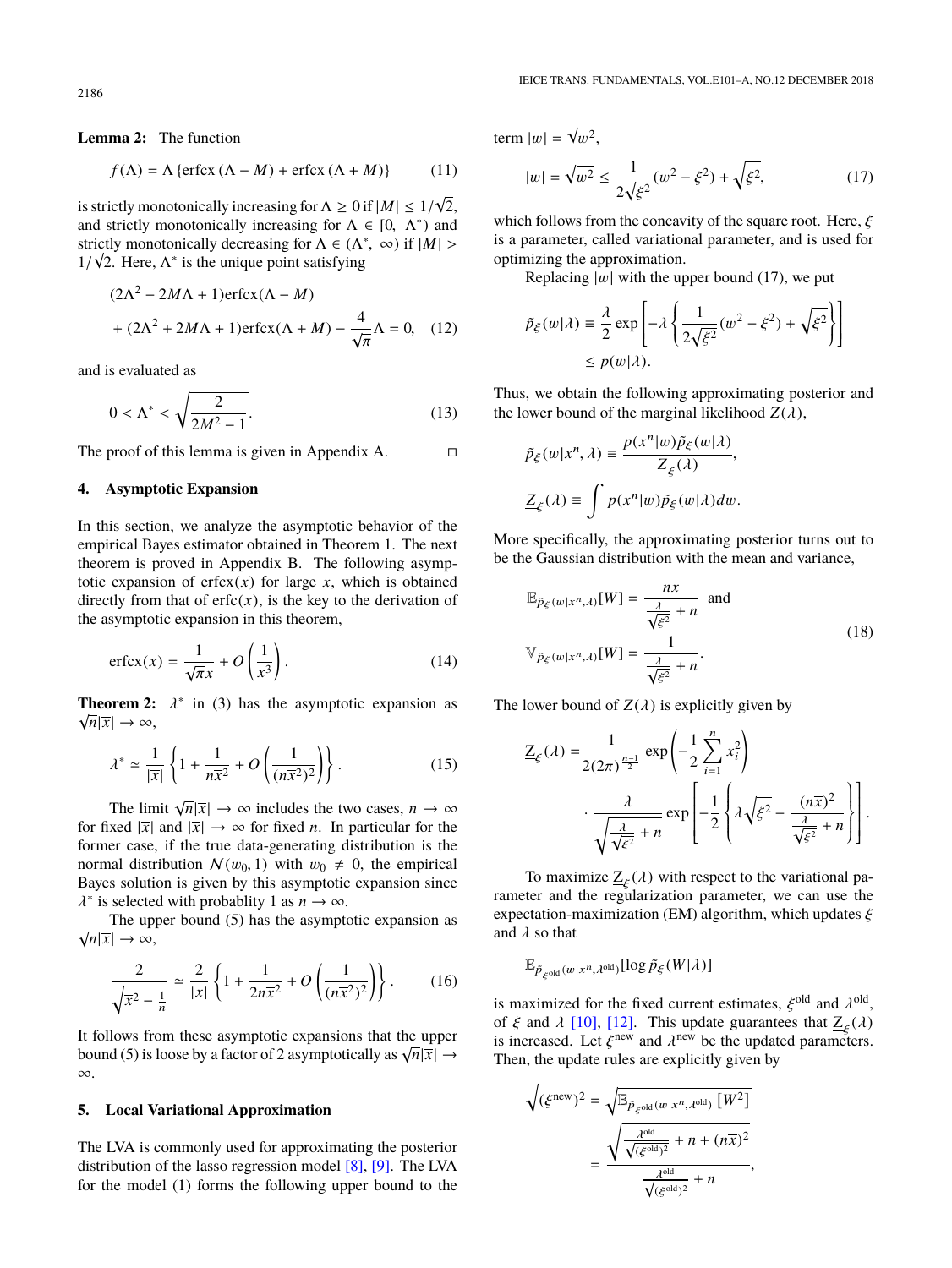**Lemma 2:** The function

$$f(\Lambda) = \Lambda \{\mathrm{erfcx}(\Lambda - M) + \mathrm{erfcx}(\Lambda + M)\} \tag{11}$$

is strictly monotonically increasing for $\Lambda \geq 0$ if $|M| \leq 1/\sqrt{2}$, and strictly monotonically increasing for $\Lambda \in [0, \Lambda^*)$ and strictly monotonically decreasing for $\Lambda \in (\Lambda^*, \infty)$ if $|M| > 1/\sqrt{2}$. Here, $\Lambda^*$ is the unique point satisfying

$$(2\Lambda^2 - 2M\Lambda + 1)\mathrm{erfcx}(\Lambda - M) + (2\Lambda^2 + 2M\Lambda + 1)\mathrm{erfcx}(\Lambda + M) - \frac{4}{\sqrt{\pi}}\Lambda = 0, \tag{12}$$

and is evaluated as

$$0 < \Lambda^* < \sqrt{\frac{2}{2M^2 - 1}}. \tag{13}$$

The proof of this lemma is given in Appendix A. □

## 4. Asymptotic Expansion

In this section, we analyze the asymptotic behavior of the empirical Bayes estimator obtained in Theorem 1. The next theorem is proved in Appendix B. The following asymptotic expansion of $\mathrm{erfcx}(x)$ for large $x$, which is obtained directly from that of $\mathrm{erfc}(x)$, is the key to the derivation of the asymptotic expansion in this theorem,

$$\mathrm{erfcx}(x) = \frac{1}{\sqrt{\pi}x} + O\left(\frac{1}{x^3}\right). \tag{14}$$

**Theorem 2:** $\lambda^*$ in (3) has the asymptotic expansion as $\sqrt{n}|\overline{x}| \to \infty$,

$$\lambda^* \simeq \frac{1}{|\overline{x}|}\left\{1 + \frac{1}{n\overline{x}^2} + O\left(\frac{1}{(n\overline{x}^2)^2}\right)\right\}. \tag{15}$$

The limit $\sqrt{n}|\overline{x}| \to \infty$ includes the two cases, $n \to \infty$ for fixed $|\overline{x}|$ and $|\overline{x}| \to \infty$ for fixed $n$. In particular for the former case, if the true data-generating distribution is the normal distribution $\mathcal{N}(w_0, 1)$ with $w_0 \neq 0$, the empirical Bayes solution is given by this asymptotic expansion since $\lambda^*$ is selected with probablity 1 as $n \to \infty$.

The upper bound (5) has the asymptotic expansion as $\sqrt{n}|\overline{x}| \to \infty$,

$$\frac{2}{\sqrt{\overline{x}^2 - \frac{1}{n}}} \simeq \frac{2}{|\overline{x}|}\left\{1 + \frac{1}{2n\overline{x}^2} + O\left(\frac{1}{(n\overline{x}^2)^2}\right)\right\}. \tag{16}$$

It follows from these asymptotic expansions that the upper bound (5) is loose by a factor of 2 asymptotically as $\sqrt{n}|\overline{x}| \to \infty$.

## 5. Local Variational Approximation

The LVA is commonly used for approximating the posterior distribution of the lasso regression model [8], [9]. The LVA for the model (1) forms the following upper bound to the term $|w| = \sqrt{w^2}$,

$$|w| = \sqrt{w^2} \leq \frac{1}{2\sqrt{\xi^2}}(w^2 - \xi^2) + \sqrt{\xi^2}, \tag{17}$$

which follows from the concavity of the square root. Here, $\xi$ is a parameter, called variational parameter, and is used for optimizing the approximation.

Replacing $|w|$ with the upper bound (17), we put

$$\tilde{p}_\xi(w|\lambda) \equiv \frac{\lambda}{2}\exp\left[-\lambda\left\{\frac{1}{2\sqrt{\xi^2}}(w^2 - \xi^2) + \sqrt{\xi^2}\right\}\right] \leq p(w|\lambda).$$

Thus, we obtain the following approximating posterior and the lower bound of the marginal likelihood $Z(\lambda)$,

$$\tilde{p}_\xi(w|x^n, \lambda) \equiv \frac{p(x^n|w)\tilde{p}_\xi(w|\lambda)}{\underline{Z}_\xi(\lambda)},$$

$$\underline{Z}_\xi(\lambda) \equiv \int p(x^n|w)\tilde{p}_\xi(w|\lambda)dw.$$

More specifically, the approximating posterior turns out to be the Gaussian distribution with the mean and variance,

$$\mathbb{E}_{\tilde{p}_\xi(w|x^n,\lambda)}[W] = \frac{n\overline{x}}{\frac{\lambda}{\sqrt{\xi^2}} + n} \quad \text{and} \quad \mathbb{V}_{\tilde{p}_\xi(w|x^n,\lambda)}[W] = \frac{1}{\frac{\lambda}{\sqrt{\xi^2}} + n}. \tag{18}$$

The lower bound of $Z(\lambda)$ is explicitly given by

$$\underline{Z}_\xi(\lambda) = \frac{1}{2(2\pi)^{\frac{n-1}{2}}}\exp\left(-\frac{1}{2}\sum_{i=1}^n x_i^2\right) \cdot \frac{\lambda}{\sqrt{\frac{\lambda}{\sqrt{\xi^2}} + n}}\exp\left[-\frac{1}{2}\left\{\lambda\sqrt{\xi^2} - \frac{(n\overline{x})^2}{\frac{\lambda}{\sqrt{\xi^2}} + n}\right\}\right].$$

To maximize $\underline{Z}_\xi(\lambda)$ with respect to the variational parameter and the regularization parameter, we can use the expectation-maximization (EM) algorithm, which updates $\xi$ and $\lambda$ so that

$$\mathbb{E}_{\tilde{p}_{\xi^{\mathrm{old}}}(w|x^n,\lambda^{\mathrm{old}})}[\log \tilde{p}_\xi(W|\lambda)]$$

is maximized for the fixed current estimates, $\xi^{\mathrm{old}}$ and $\lambda^{\mathrm{old}}$, of $\xi$ and $\lambda$ [10], [12]. This update guarantees that $\underline{Z}_\xi(\lambda)$ is increased. Let $\xi^{\mathrm{new}}$ and $\lambda^{\mathrm{new}}$ be the updated parameters. Then, the update rules are explicitly given by

$$\sqrt{(\xi^{\mathrm{new}})^2} = \sqrt{\mathbb{E}_{\tilde{p}_{\xi^{\mathrm{old}}}(w|x^n,\lambda^{\mathrm{old}})}[W^2]} = \frac{\sqrt{\frac{\lambda^{\mathrm{old}}}{\sqrt{(\xi^{\mathrm{old}})^2}} + n + (n\overline{x})^2}}{\frac{\lambda^{\mathrm{old}}}{\sqrt{(\xi^{\mathrm{old}})^2}} + n},$$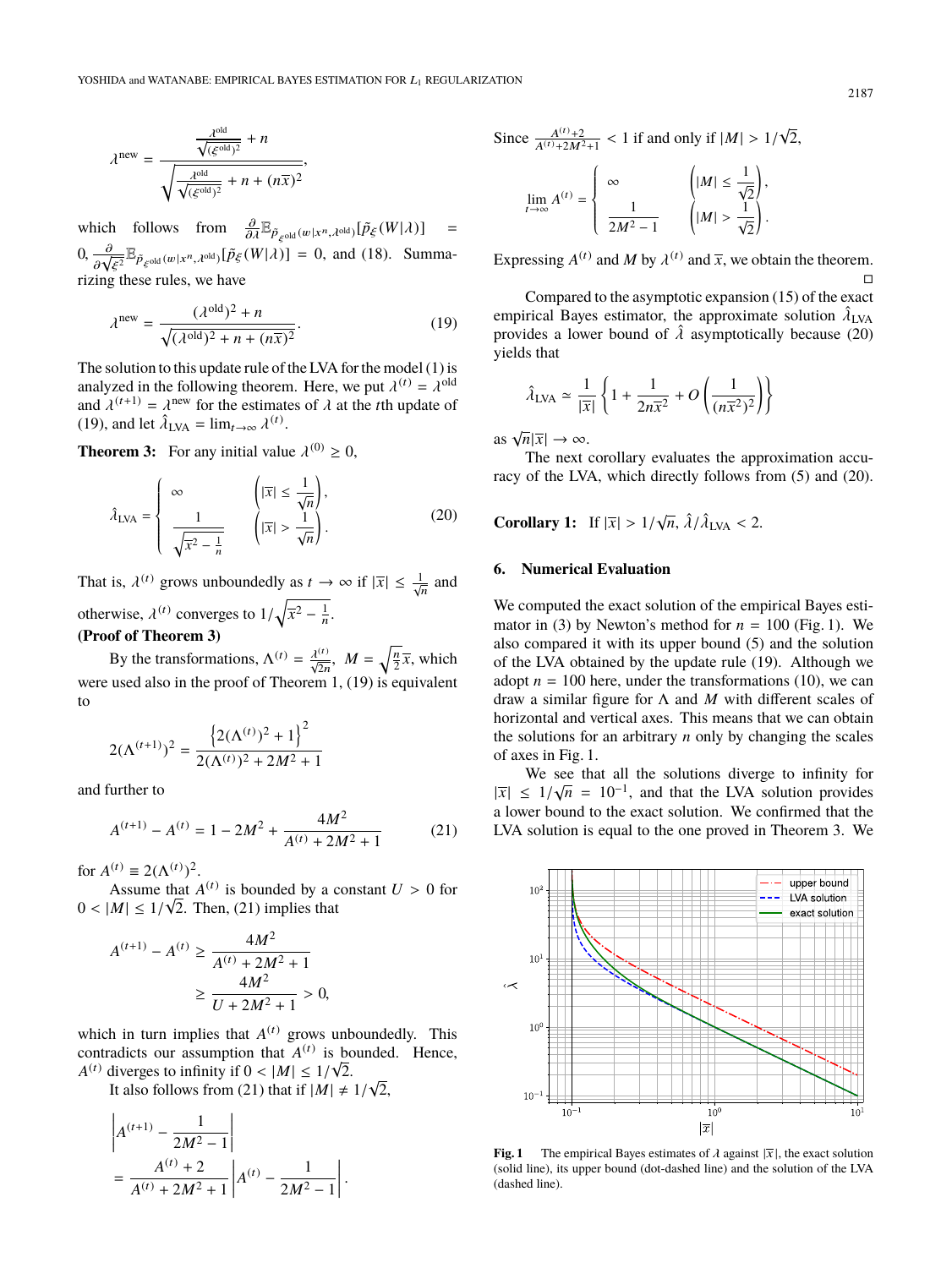$$\lambda^{\mathrm{new}} = \frac{\dfrac{\lambda^{\mathrm{old}}}{\sqrt{(\xi^{\mathrm{old}})^2}} + n}{\sqrt{\dfrac{\lambda^{\mathrm{old}}}{\sqrt{(\xi^{\mathrm{old}})^2}} + n + (n\overline{x})^2}},$$

which follows from $\frac{\partial}{\partial \lambda}\mathbb{E}_{\tilde{p}_{\xi^{\mathrm{old}}}(w|x^n,\lambda^{\mathrm{old}})}[\tilde{p}_{\xi}(W|\lambda)] = 0$, $\frac{\partial}{\partial\sqrt{\xi^2}}\mathbb{E}_{\tilde{p}_{\xi^{\mathrm{old}}}(w|x^n,\lambda^{\mathrm{old}})}[\tilde{p}_{\xi}(W|\lambda)] = 0$, and (18). Summarizing these rules, we have

$$\lambda^{\mathrm{new}} = \frac{(\lambda^{\mathrm{old}})^2 + n}{\sqrt{(\lambda^{\mathrm{old}})^2 + n + (n\overline{x})^2}}. \tag{19}$$

The solution to this update rule of the LVA for the model (1) is analyzed in the following theorem. Here, we put $\lambda^{(t)} = \lambda^{\mathrm{old}}$ and $\lambda^{(t+1)} = \lambda^{\mathrm{new}}$ for the estimates of $\lambda$ at the $t$th update of (19), and let $\hat{\lambda}_{\mathrm{LVA}} = \lim_{t\to\infty}\lambda^{(t)}$.

**Theorem 3:** For any initial value $\lambda^{(0)} \geq 0$,

$$\hat{\lambda}_{\mathrm{LVA}} = \begin{cases} \infty & \left(|\overline{x}| \leq \dfrac{1}{\sqrt{n}}\right), \\ \dfrac{1}{\sqrt{\overline{x}^2 - \frac{1}{n}}} & \left(|\overline{x}| > \dfrac{1}{\sqrt{n}}\right). \end{cases} \tag{20}$$

That is, $\lambda^{(t)}$ grows unboundedly as $t \to \infty$ if $|\overline{x}| \leq \frac{1}{\sqrt{n}}$ and otherwise, $\lambda^{(t)}$ converges to $1/\sqrt{\overline{x}^2 - \frac{1}{n}}$.

**(Proof of Theorem 3)**

By the transformations, $\Lambda^{(t)} = \frac{\lambda^{(t)}}{\sqrt{2n}}$, $M = \sqrt{\frac{n}{2}}\overline{x}$, which were used also in the proof of Theorem 1, (19) is equivalent to

$$2(\Lambda^{(t+1)})^2 = \frac{\left\{2(\Lambda^{(t)})^2 + 1\right\}^2}{2(\Lambda^{(t)})^2 + 2M^2 + 1}$$

and further to

$$A^{(t+1)} - A^{(t)} = 1 - 2M^2 + \frac{4M^2}{A^{(t)} + 2M^2 + 1} \tag{21}$$

for $A^{(t)} \equiv 2(\Lambda^{(t)})^2$.

Assume that $A^{(t)}$ is bounded by a constant $U > 0$ for $0 < |M| \leq 1/\sqrt{2}$. Then, (21) implies that

$$\begin{aligned} A^{(t+1)} - A^{(t)} &\geq \frac{4M^2}{A^{(t)} + 2M^2 + 1} \\ &\geq \frac{4M^2}{U + 2M^2 + 1} > 0, \end{aligned}$$

which in turn implies that $A^{(t)}$ grows unboundedly. This contradicts our assumption that $A^{(t)}$ is bounded. Hence, $A^{(t)}$ diverges to infinity if $0 < |M| \leq 1/\sqrt{2}$.

It also follows from (21) that if $|M| \neq 1/\sqrt{2}$,

$$\begin{aligned} &\left|A^{(t+1)} - \frac{1}{2M^2 - 1}\right| \\ &= \frac{A^{(t)} + 2}{A^{(t)} + 2M^2 + 1}\left|A^{(t)} - \frac{1}{2M^2 - 1}\right|. \end{aligned}$$

Since $\frac{A^{(t)}+2}{A^{(t)}+2M^2+1} < 1$ if and only if $|M| > 1/\sqrt{2}$,

$$\lim_{t\to\infty} A^{(t)} = \begin{cases} \infty & \left(|M| \leq \dfrac{1}{\sqrt{2}}\right), \\ \dfrac{1}{2M^2 - 1} & \left(|M| > \dfrac{1}{\sqrt{2}}\right). \end{cases}$$

Expressing $A^{(t)}$ and $M$ by $\lambda^{(t)}$ and $\overline{x}$, we obtain the theorem. □

Compared to the asymptotic expansion (15) of the exact empirical Bayes estimator, the approximate solution $\hat{\lambda}_{\mathrm{LVA}}$ provides a lower bound of $\hat{\lambda}$ asymptotically because (20) yields that

$$\hat{\lambda}_{\mathrm{LVA}} \simeq \frac{1}{|\overline{x}|}\left\{1 + \frac{1}{2n\overline{x}^2} + O\left(\frac{1}{(n\overline{x}^2)^2}\right)\right\}$$

as $\sqrt{n}|\overline{x}| \to \infty$.

The next corollary evaluates the approximation accuracy of the LVA, which directly follows from (5) and (20).

**Corollary 1:** If $|\overline{x}| > 1/\sqrt{n}$, $\hat{\lambda}/\hat{\lambda}_{\mathrm{LVA}} < 2$.

## 6. Numerical Evaluation

We computed the exact solution of the empirical Bayes estimator in (3) by Newton's method for $n = 100$ (Fig. 1). We also compared it with its upper bound (5) and the solution of the LVA obtained by the update rule (19). Although we adopt $n = 100$ here, under the transformations (10), we can draw a similar figure for $\Lambda$ and $M$ with different scales of horizontal and vertical axes. This means that we can obtain the solutions for an arbitrary $n$ only by changing the scales of axes in Fig. 1.

We see that all the solutions diverge to infinity for $|\overline{x}| \leq 1/\sqrt{n} = 10^{-1}$, and that the LVA solution provides a lower bound to the exact solution. We confirmed that the LVA solution is equal to the one proved in Theorem 3. We

**Fig. 1** The empirical Bayes estimates of $\lambda$ against $|\overline{x}|$, the exact solution (solid line), its upper bound (dot-dashed line) and the solution of the LVA (dashed line).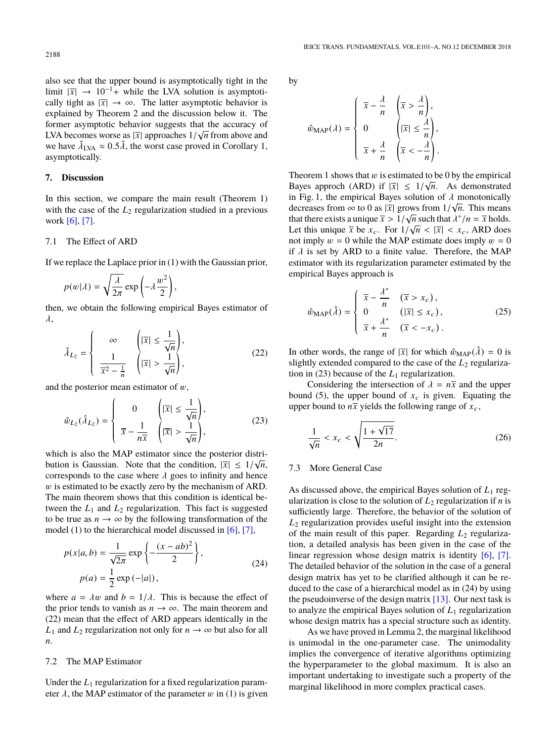also see that the upper bound is asymptotically tight in the limit $|\bar{x}| \to 10^{-1}+$ while the LVA solution is asymptotically tight as $|\bar{x}| \to \infty$. The latter asymptotic behavior is explained by Theorem 2 and the discussion below it. The former asymptotic behavior suggests that the accuracy of LVA becomes worse as $|\bar{x}|$ approaches $1/\sqrt{n}$ from above and we have $\hat{\lambda}_{\mathrm{LVA}} \approx 0.5\hat{\lambda}$, the worst case proved in Corollary 1, asymptotically.

## 7. Discussion

In this section, we compare the main result (Theorem 1) with the case of the $L_2$ regularization studied in a previous work [6], [7].

### 7.1 The Effect of ARD

If we replace the Laplace prior in (1) with the Gaussian prior,

$$p(w|\lambda) = \sqrt{\frac{\lambda}{2\pi}} \exp\left(-\lambda \frac{w^2}{2}\right),$$

then, we obtain the following empirical Bayes estimator of $\lambda$,

$$\hat{\lambda}_{L_2} = \begin{cases} \infty & \left(|\bar{x}| \leq \dfrac{1}{\sqrt{n}}\right), \\ \dfrac{1}{\bar{x}^2 - \frac{1}{n}} & \left(|\bar{x}| > \dfrac{1}{\sqrt{n}}\right), \end{cases} \tag{22}$$

and the posterior mean estimator of $w$,

$$\hat{w}_{L_2}(\hat{\lambda}_{L_2}) = \begin{cases} 0 & \left(|\bar{x}| \leq \dfrac{1}{\sqrt{n}}\right), \\ \bar{x} - \dfrac{1}{n\bar{x}} & \left(|\bar{x}| > \dfrac{1}{\sqrt{n}}\right), \end{cases} \tag{23}$$

which is also the MAP estimator since the posterior distribution is Gaussian. Note that the condition, $|\bar{x}| \leq 1/\sqrt{n}$, corresponds to the case where $\lambda$ goes to infinity and hence $w$ is estimated to be exactly zero by the mechanism of ARD. The main theorem shows that this condition is identical between the $L_1$ and $L_2$ regularization. This fact is suggested to be true as $n \to \infty$ by the following transformation of the model (1) to the hierarchical model discussed in [6], [7],

$$\begin{aligned} p(x|a,b) &= \frac{1}{\sqrt{2\pi}} \exp\left\{-\frac{(x-ab)^2}{2}\right\}, \\ p(a) &= \frac{1}{2}\exp(-|a|), \end{aligned} \tag{24}$$

where $a = \lambda w$ and $b = 1/\lambda$. This is because the effect of the prior tends to vanish as $n \to \infty$. The main theorem and (22) mean that the effect of ARD appears identically in the $L_1$ and $L_2$ regularization not only for $n \to \infty$ but also for all $n$.

### 7.2 The MAP Estimator

Under the $L_1$ regularization for a fixed regularization parameter $\lambda$, the MAP estimator of the parameter $w$ in (1) is given by

$$\hat{w}_{\mathrm{MAP}}(\lambda) = \begin{cases} \bar{x} - \dfrac{\lambda}{n} & \left(\bar{x} > \dfrac{\lambda}{n}\right), \\ 0 & \left(|\bar{x}| \leq \dfrac{\lambda}{n}\right), \\ \bar{x} + \dfrac{\lambda}{n} & \left(\bar{x} < -\dfrac{\lambda}{n}\right). \end{cases}$$

Theorem 1 shows that $w$ is estimated to be 0 by the empirical Bayes approch (ARD) if $|\bar{x}| \leq 1/\sqrt{n}$. As demonstrated in Fig. 1, the empirical Bayes solution of $\lambda$ monotonically decreases from $\infty$ to 0 as $|\bar{x}|$ grows from $1/\sqrt{n}$. This means that there exists a unique $\bar{x} > 1/\sqrt{n}$ such that $\lambda^*/n = \bar{x}$ holds. Let this unique $\bar{x}$ be $x_c$. For $1/\sqrt{n} < |\bar{x}| < x_c$, ARD does not imply $w = 0$ while the MAP estimate does imply $w = 0$ if $\lambda$ is set by ARD to a finite value. Therefore, the MAP estimator with its regularization parameter estimated by the empirical Bayes approach is

$$\hat{w}_{\mathrm{MAP}}(\hat{\lambda}) = \begin{cases} \bar{x} - \dfrac{\lambda^*}{n} & (\bar{x} > x_c), \\ 0 & (|\bar{x}| \leq x_c), \\ \bar{x} + \dfrac{\lambda^*}{n} & (\bar{x} < -x_c). \end{cases} \tag{25}$$

In other words, the range of $|\bar{x}|$ for which $\hat{w}_{\mathrm{MAP}}(\hat{\lambda}) = 0$ is slightly extended compared to the case of the $L_2$ regularization in (23) because of the $L_1$ regularization.

Considering the intersection of $\lambda = n\bar{x}$ and the upper bound (5), the upper bound of $x_c$ is given. Equating the upper bound to $n\bar{x}$ yields the following range of $x_c$,

$$\frac{1}{\sqrt{n}} < x_c < \sqrt{\frac{1+\sqrt{17}}{2n}}. \tag{26}$$

### 7.3 More General Case

As discussed above, the empirical Bayes solution of $L_1$ regularization is close to the solution of $L_2$ regularization if $n$ is sufficiently large. Therefore, the behavior of the solution of $L_2$ regularization provides useful insight into the extension of the main result of this paper. Regarding $L_2$ regularization, a detailed analysis has been given in the case of the linear regression whose design matrix is identity [6], [7]. The detailed behavior of the solution in the case of a general design matrix has yet to be clarified although it can be reduced to the case of a hierarchical model as in (24) by using the pseudoinverse of the design matrix [13]. Our next task is to analyze the empirical Bayes solution of $L_1$ regularization whose design matrix has a special structure such as identity.

As we have proved in Lemma 2, the marginal likelihood is unimodal in the one-parameter case. The unimodality implies the convergence of iterative algorithms optimizing the hyperparameter to the global maximum. It is also an important undertaking to investigate such a property of the marginal likelihood in more complex practical cases.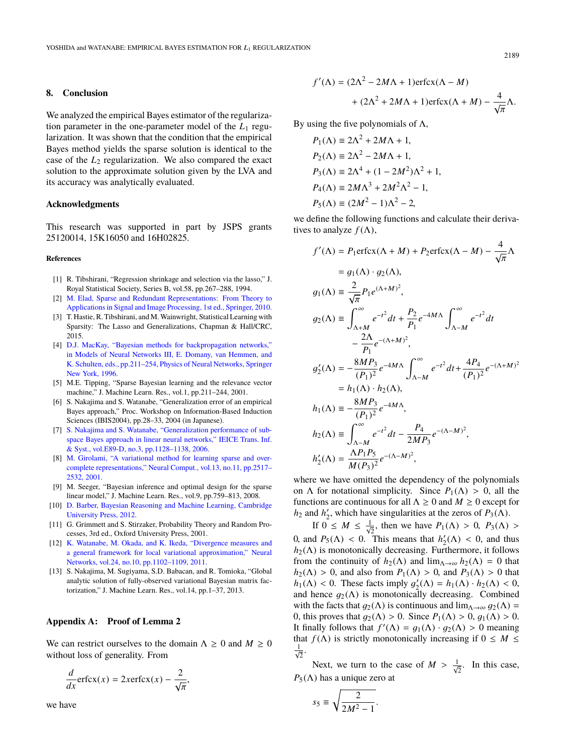## 8. Conclusion

We analyzed the empirical Bayes estimator of the regularization parameter in the one-parameter model of the $L_1$ regularization. It was shown that the condition that the empirical Bayes method yields the sparse solution is identical to the case of the $L_2$ regularization. We also compared the exact solution to the approximate solution given by the LVA and its accuracy was analytically evaluated.

### Acknowledgments

This research was supported in part by JSPS grants 25120014, 15K16050 and 16H02825.

#### References

[1] R. Tibshirani, "Regression shrinkage and selection via the lasso," J. Royal Statistical Society, Series B, vol.58, pp.267–288, 1994.

[2] M. Elad, Sparse and Redundant Representations: From Theory to Applications in Signal and Image Processing, 1st ed., Springer, 2010.

[3] T. Hastie, R. Tibshirani, and M. Wainwright, Statistical Learning with Sparsity: The Lasso and Generalizations, Chapman & Hall/CRC, 2015.

[4] D.J. MacKay, "Bayesian methods for backpropagation networks," in Models of Neural Networks III, E. Domany, van Hemmen, and K. Schulten, eds., pp.211–254, Physics of Neural Networks, Springer New York, 1996.

[5] M.E. Tipping, "Sparse Bayesian learning and the relevance vector machine," J. Machine Learn. Res., vol.1, pp.211–244, 2001.

[6] S. Nakajima and S. Watanabe, "Generalization error of an empirical Bayes approach," Proc. Workshop on Information-Based Induction Sciences (IBIS2004), pp.28–33, 2004 (in Japanese).

[7] S. Nakajima and S. Watanabe, "Generalization performance of subspace Bayes approach in linear neural networks," IEICE Trans. Inf. & Syst., vol.E89-D, no.3, pp.1128–1138, 2006.

[8] M. Girolami, "A variational method for learning sparse and overcomplete representations," Neural Comput., vol.13, no.11, pp.2517–2532, 2001.

[9] M. Seeger, "Bayesian inference and optimal design for the sparse linear model," J. Machine Learn. Res., vol.9, pp.759–813, 2008.

[10] D. Barber, Bayesian Reasoning and Machine Learning, Cambridge University Press, 2012.

[11] G. Grimmett and S. Stirzaker, Probability Theory and Random Processes, 3rd ed., Oxford University Press, 2001.

[12] K. Watanabe, M. Okada, and K. Ikeda, "Divergence measures and a general framework for local variational approximation," Neural Networks, vol.24, no.10, pp.1102–1109, 2011.

[13] S. Nakajima, M. Sugiyama, S.D. Babacan, and R. Tomioka, "Global analytic solution of fully-observed variational Bayesian matrix factorization," J. Machine Learn. Res., vol.14, pp.1–37, 2013.

## Appendix A: Proof of Lemma 2

We can restrict ourselves to the domain $\Lambda \geq 0$ and $M \geq 0$ without loss of generality. From

$$\frac{d}{dx}\mathrm{erfcx}(x) = 2x\mathrm{erfcx}(x) - \frac{2}{\sqrt{\pi}},$$

we have

$$f'(\Lambda) = (2\Lambda^2 - 2M\Lambda + 1)\mathrm{erfcx}(\Lambda - M) + (2\Lambda^2 + 2M\Lambda + 1)\mathrm{erfcx}(\Lambda + M) - \frac{4}{\sqrt{\pi}}\Lambda.$$

By using the five polynomials of $\Lambda$,

$$P_1(\Lambda) \equiv 2\Lambda^2 + 2M\Lambda + 1,$$
$$P_2(\Lambda) \equiv 2\Lambda^2 - 2M\Lambda + 1,$$
$$P_3(\Lambda) \equiv 2\Lambda^4 + (1 - 2M^2)\Lambda^2 + 1,$$
$$P_4(\Lambda) \equiv 2M\Lambda^3 + 2M^2\Lambda^2 - 1,$$
$$P_5(\Lambda) \equiv (2M^2 - 1)\Lambda^2 - 2,$$

we define the following functions and calculate their derivatives to analyze $f(\Lambda)$,

$$\begin{aligned}
f'(\Lambda) &= P_1\mathrm{erfcx}(\Lambda + M) + P_2\mathrm{erfcx}(\Lambda - M) - \frac{4}{\sqrt{\pi}}\Lambda \\
&= g_1(\Lambda) \cdot g_2(\Lambda), \\
g_1(\Lambda) &\equiv \frac{2}{\sqrt{\pi}}P_1 e^{(\Lambda+M)^2}, \\
g_2(\Lambda) &\equiv \int_{\Lambda+M}^{\infty} e^{-t^2}dt + \frac{P_2}{P_1}e^{-4M\Lambda}\int_{\Lambda-M}^{\infty} e^{-t^2}dt \\
&\quad - \frac{2\Lambda}{P_1}e^{-(\Lambda+M)^2}, \\
g_2'(\Lambda) &= -\frac{8MP_3}{(P_1)^2}e^{-4M\Lambda}\int_{\Lambda-M}^{\infty} e^{-t^2}dt + \frac{4P_4}{(P_1)^2}e^{-(\Lambda+M)^2} \\
&= h_1(\Lambda) \cdot h_2(\Lambda), \\
h_1(\Lambda) &\equiv -\frac{8MP_3}{(P_1)^2}e^{-4M\Lambda}, \\
h_2(\Lambda) &\equiv \int_{\Lambda-M}^{\infty} e^{-t^2}dt - \frac{P_4}{2MP_3}e^{-(\Lambda-M)^2}, \\
h_2'(\Lambda) &= \frac{\Lambda P_1 P_5}{M(P_3)^2}e^{-(\Lambda-M)^2},
\end{aligned}$$

where we have omitted the dependency of the polynomials on $\Lambda$ for notational simplicity. Since $P_1(\Lambda) > 0$, all the functions are continuous for all $\Lambda \geq 0$ and $M \geq 0$ except for $h_2$ and $h_2'$, which have singularities at the zeros of $P_3(\Lambda)$.

If $0 \leq M \leq \frac{1}{\sqrt{2}}$, then we have $P_1(\Lambda) > 0$, $P_3(\Lambda) > 0$, and $P_5(\Lambda) < 0$. This means that $h_2'(\Lambda) < 0$, and thus $h_2(\Lambda)$ is monotonically decreasing. Furthermore, it follows from the continuity of $h_2(\Lambda)$ and $\lim_{\Lambda\to\infty} h_2(\Lambda) = 0$ that $h_2(\Lambda) > 0$, and also from $P_1(\Lambda) > 0$, and $P_3(\Lambda) > 0$ that $h_1(\Lambda) < 0$. These facts imply $g_2'(\Lambda) = h_1(\Lambda) \cdot h_2(\Lambda) < 0$, and hence $g_2(\Lambda)$ is monotonically decreasing. Combined with the facts that $g_2(\Lambda)$ is continuous and $\lim_{\Lambda\to\infty} g_2(\Lambda) = 0$, this proves that $g_2(\Lambda) > 0$. Since $P_1(\Lambda) > 0$, $g_1(\Lambda) > 0$. It finally follows that $f'(\Lambda) = g_1(\Lambda) \cdot g_2(\Lambda) > 0$ meaning that $f(\Lambda)$ is strictly monotonically increasing if $0 \leq M \leq \frac{1}{\sqrt{2}}$.

Next, we turn to the case of $M > \frac{1}{\sqrt{2}}$. In this case, $P_5(\Lambda)$ has a unique zero at

$$s_5 \equiv \sqrt{\frac{2}{2M^2 - 1}}.$$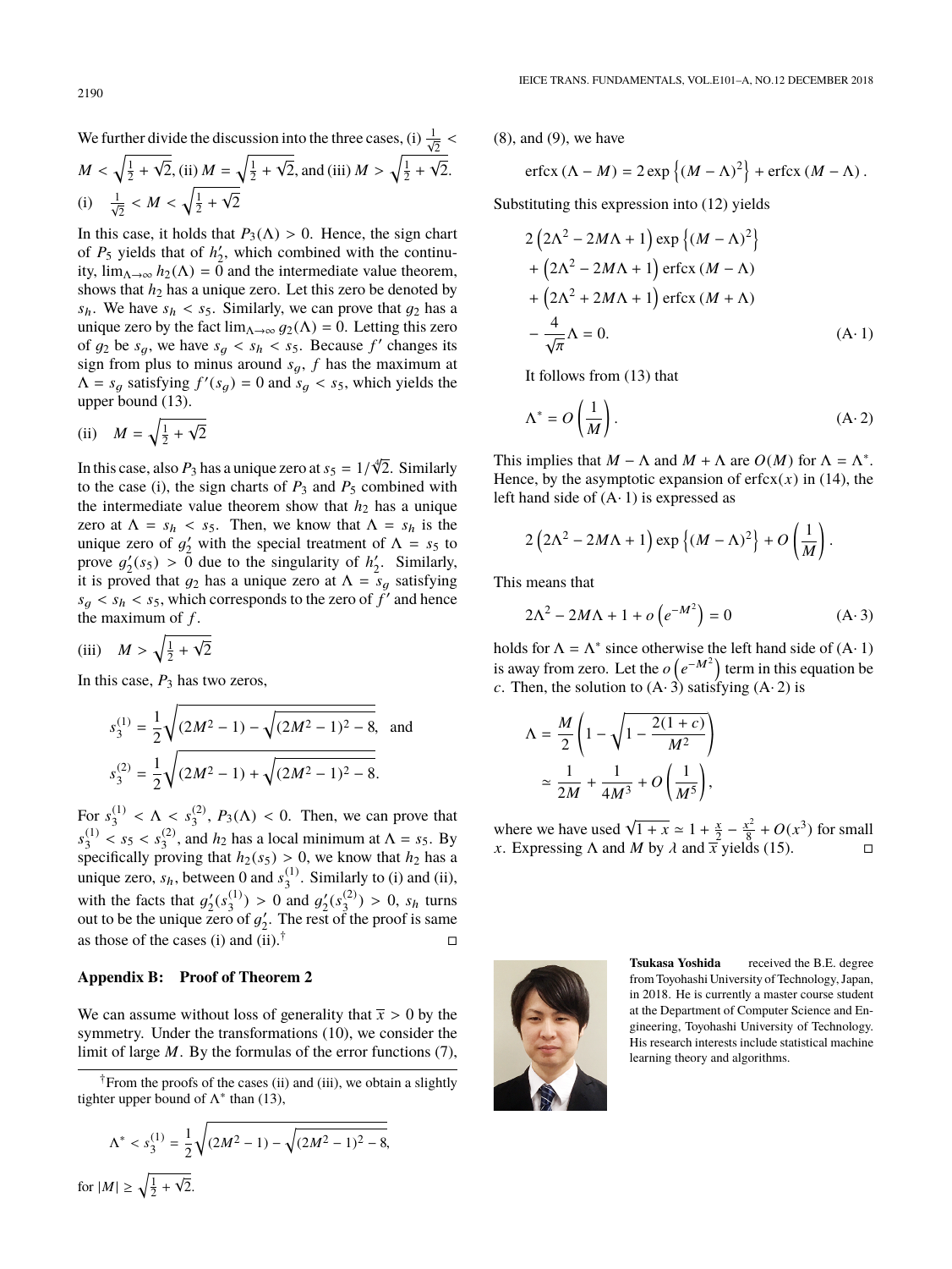We further divide the discussion into the three cases, (i) $\frac{1}{\sqrt{2}} < M < \sqrt{\frac{1}{2}+\sqrt{2}}$, (ii) $M = \sqrt{\frac{1}{2}+\sqrt{2}}$, and (iii) $M > \sqrt{\frac{1}{2}+\sqrt{2}}$.

(i) $\frac{1}{\sqrt{2}} < M < \sqrt{\frac{1}{2}+\sqrt{2}}$

In this case, it holds that $P_3(\Lambda) > 0$. Hence, the sign chart of $P_5$ yields that of $h_2'$, which combined with the continuity, $\lim_{\Lambda\to\infty} h_2(\Lambda) = 0$ and the intermediate value theorem, shows that $h_2$ has a unique zero. Let this zero be denoted by $s_h$. We have $s_h < s_5$. Similarly, we can prove that $g_2$ has a unique zero by the fact $\lim_{\Lambda\to\infty} g_2(\Lambda) = 0$. Letting this zero of $g_2$ be $s_g$, we have $s_g < s_h < s_5$. Because $f'$ changes its sign from plus to minus around $s_g$, $f$ has the maximum at $\Lambda = s_g$ satisfying $f'(s_g) = 0$ and $s_g < s_5$, which yields the upper bound (13).

(ii) $M = \sqrt{\frac{1}{2}+\sqrt{2}}$

In this case, also $P_3$ has a unique zero at $s_5 = 1/\sqrt[4]{2}$. Similarly to the case (i), the sign charts of $P_3$ and $P_5$ combined with the intermediate value theorem show that $h_2$ has a unique zero at $\Lambda = s_h < s_5$. Then, we know that $\Lambda = s_h$ is the unique zero of $g_2'$ with the special treatment of $\Lambda = s_5$ to prove $g_2'(s_5) > 0$ due to the singularity of $h_2'$. Similarly, it is proved that $g_2$ has a unique zero at $\Lambda = s_g$ satisfying $s_g < s_h < s_5$, which corresponds to the zero of $f'$ and hence the maximum of $f$.

(iii) $M > \sqrt{\frac{1}{2}+\sqrt{2}}$

In this case, $P_3$ has two zeros,

$$s_3^{(1)} = \frac{1}{2}\sqrt{(2M^2-1) - \sqrt{(2M^2-1)^2 - 8}}, \quad \text{and}$$
$$s_3^{(2)} = \frac{1}{2}\sqrt{(2M^2-1) + \sqrt{(2M^2-1)^2 - 8}}.$$

For $s_3^{(1)} < \Lambda < s_3^{(2)}$, $P_3(\Lambda) < 0$. Then, we can prove that $s_3^{(1)} < s_5 < s_3^{(2)}$, and $h_2$ has a local minimum at $\Lambda = s_5$. By specifically proving that $h_2(s_5) > 0$, we know that $h_2$ has a unique zero, $s_h$, between 0 and $s_3^{(1)}$. Similarly to (i) and (ii), with the facts that $g_2'(s_3^{(1)}) > 0$ and $g_2'(s_3^{(2)}) > 0$, $s_h$ turns out to be the unique zero of $g_2'$. The rest of the proof is same as those of the cases (i) and (ii).[†] □

## Appendix B: Proof of Theorem 2

We can assume without loss of generality that $\overline{x} > 0$ by the symmetry. Under the transformations (10), we consider the limit of large $M$. By the formulas of the error functions (7), (8), and (9), we have

$$\mathrm{erfcx}(\Lambda - M) = 2\exp\left\{(M-\Lambda)^2\right\} + \mathrm{erfcx}(M-\Lambda).$$

Substituting this expression into (12) yields

$$\begin{aligned}
&2\left(2\Lambda^2 - 2M\Lambda + 1\right)\exp\left\{(M-\Lambda)^2\right\} \\
&+ \left(2\Lambda^2 - 2M\Lambda + 1\right)\mathrm{erfcx}(M-\Lambda) \\
&+ \left(2\Lambda^2 + 2M\Lambda + 1\right)\mathrm{erfcx}(M+\Lambda) \\
&- \frac{4}{\sqrt{\pi}}\Lambda = 0. \qquad \text{(A· 1)}
\end{aligned}$$

It follows from (13) that

$$\Lambda^* = O\left(\frac{1}{M}\right). \qquad \text{(A· 2)}$$

This implies that $M - \Lambda$ and $M + \Lambda$ are $O(M)$ for $\Lambda = \Lambda^*$. Hence, by the asymptotic expansion of $\mathrm{erfcx}(x)$ in (14), the left hand side of (A· 1) is expressed as

$$2\left(2\Lambda^2 - 2M\Lambda + 1\right)\exp\left\{(M-\Lambda)^2\right\} + O\left(\frac{1}{M}\right).$$

This means that

$$2\Lambda^2 - 2M\Lambda + 1 + o\left(e^{-M^2}\right) = 0 \qquad \text{(A· 3)}$$

holds for $\Lambda = \Lambda^*$ since otherwise the left hand side of (A· 1) is away from zero. Let the $o\left(e^{-M^2}\right)$ term in this equation be $c$. Then, the solution to (A· 3) satisfying (A· 2) is

$$\begin{aligned}
\Lambda &= \frac{M}{2}\left(1 - \sqrt{1 - \frac{2(1+c)}{M^2}}\right) \\
&\simeq \frac{1}{2M} + \frac{1}{4M^3} + O\left(\frac{1}{M^5}\right),
\end{aligned}$$

where we have used $\sqrt{1+x} \simeq 1 + \frac{x}{2} - \frac{x^2}{8} + O(x^3)$ for small $x$. Expressing $\Lambda$ and $M$ by $\lambda$ and $\overline{x}$ yields (15). □

[†] From the proofs of the cases (ii) and (iii), we obtain a slightly tighter upper bound of $\Lambda^*$ than (13),

$$\Lambda^* < s_3^{(1)} = \frac{1}{2}\sqrt{(2M^2-1) - \sqrt{(2M^2-1)^2 - 8}},$$

for $|M| \geq \sqrt{\frac{1}{2}+\sqrt{2}}$.

**Tsukasa Yoshida** received the B.E. degree from Toyohashi University of Technology, Japan, in 2018. He is currently a master course student at the Department of Computer Science and Engineering, Toyohashi University of Technology. His research interests include statistical machine learning theory and algorithms.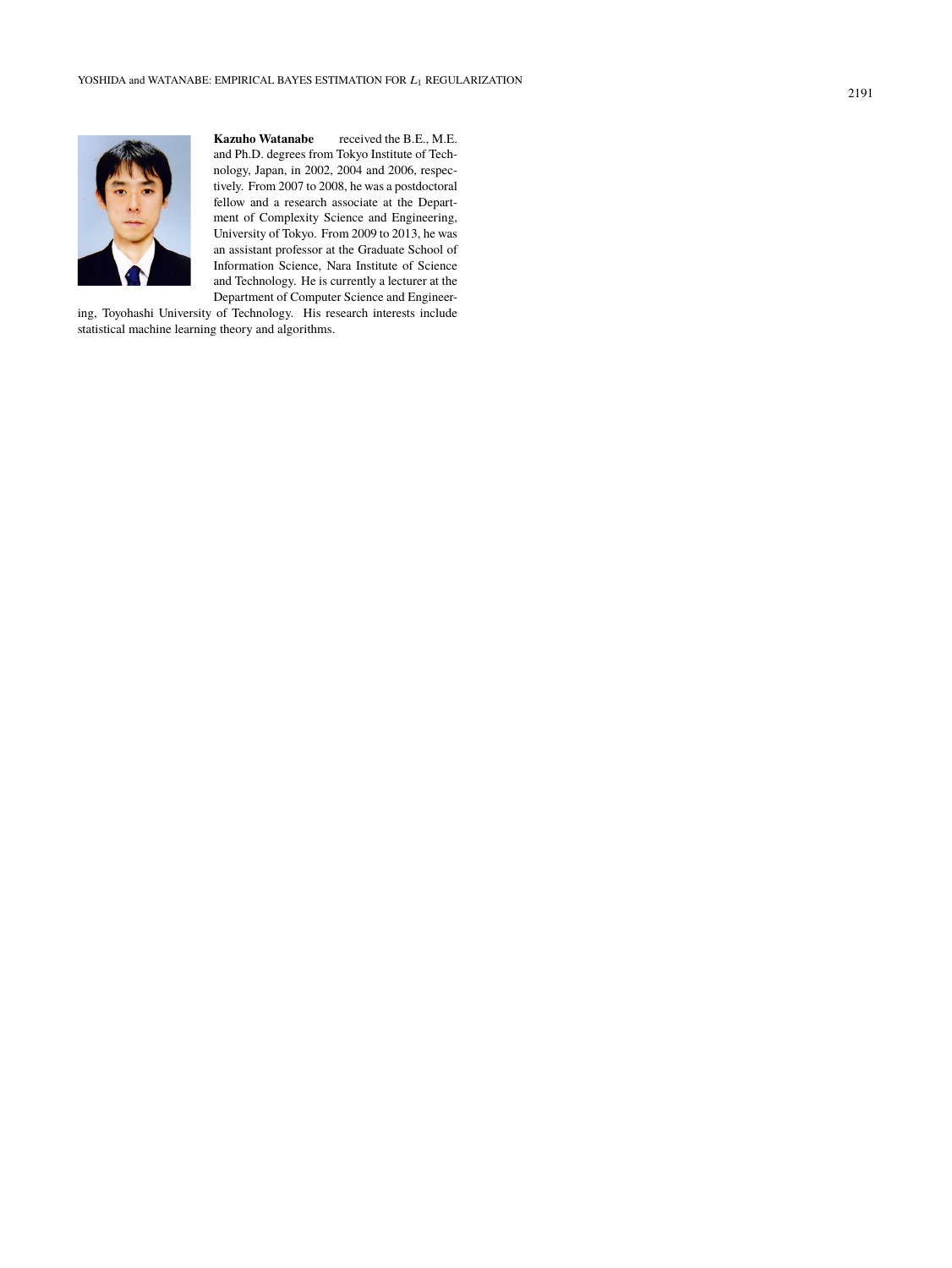**Kazuho Watanabe** received the B.E., M.E. and Ph.D. degrees from Tokyo Institute of Technology, Japan, in 2002, 2004 and 2006, respectively. From 2007 to 2008, he was a postdoctoral fellow and a research associate at the Department of Complexity Science and Engineering, University of Tokyo. From 2009 to 2013, he was an assistant professor at the Graduate School of Information Science, Nara Institute of Science and Technology. He is currently a lecturer at the Department of Computer Science and Engineering, Toyohashi University of Technology. His research interests include statistical machine learning theory and algorithms.